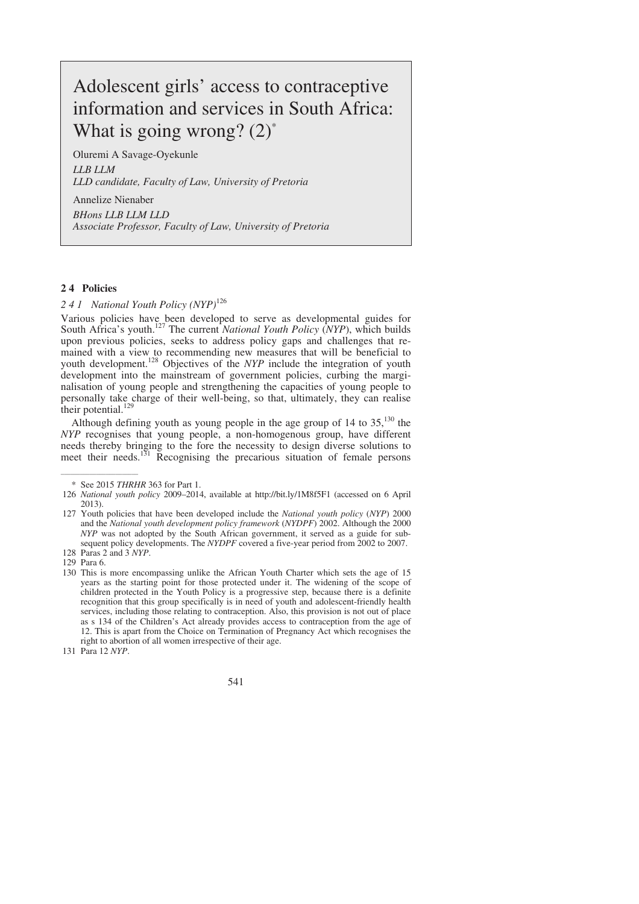# Adolescent girls' access to contraceptive information and services in South Africa: What is going wrong? (2)[*]

Oluremi A Savage-Oyekunle

*LLB LLM*

*LLD candidate, Faculty of Law, University of Pretoria*

Annelize Nienaber

*BHons LLB LLM LLD*

*Associate Professor, Faculty of Law, University of Pretoria*

## 2 4 Policies

### *2 4 1 National Youth Policy (NYP)*[126]

Various policies have been developed to serve as developmental guides for South Africa's youth.[127] The current *National Youth Policy* (*NYP*), which builds upon previous policies, seeks to address policy gaps and challenges that remained with a view to recommending new measures that will be beneficial to youth development.[128] Objectives of the *NYP* include the integration of youth development into the mainstream of government policies, curbing the marginalisation of young people and strengthening the capacities of young people to personally take charge of their well-being, so that, ultimately, they can realise their potential.[129]

Although defining youth as young people in the age group of 14 to 35,[130] the *NYP* recognises that young people, a non-homogenous group, have different needs thereby bringing to the fore the necessity to design diverse solutions to meet their needs.[131] Recognising the precarious situation of female persons

---

\* See 2015 *THRHR* 363 for Part 1.

126 *National youth policy* 2009–2014, available at http://bit.ly/1M8f5F1 (accessed on 6 April 2013).

127 Youth policies that have been developed include the *National youth policy* (*NYP*) 2000 and the *National youth development policy framework* (*NYDPF*) 2002. Although the 2000 *NYP* was not adopted by the South African government, it served as a guide for subsequent policy developments. The *NYDPF* covered a five-year period from 2002 to 2007.

128 Paras 2 and 3 *NYP*.

129 Para 6.

130 This is more encompassing unlike the African Youth Charter which sets the age of 15 years as the starting point for those protected under it. The widening of the scope of children protected in the Youth Policy is a progressive step, because there is a definite recognition that this group specifically is in need of youth and adolescent-friendly health services, including those relating to contraception. Also, this provision is not out of place as s 134 of the Children's Act already provides access to contraception from the age of 12. This is apart from the Choice on Termination of Pregnancy Act which recognises the right to abortion of all women irrespective of their age.

131 Para 12 *NYP*.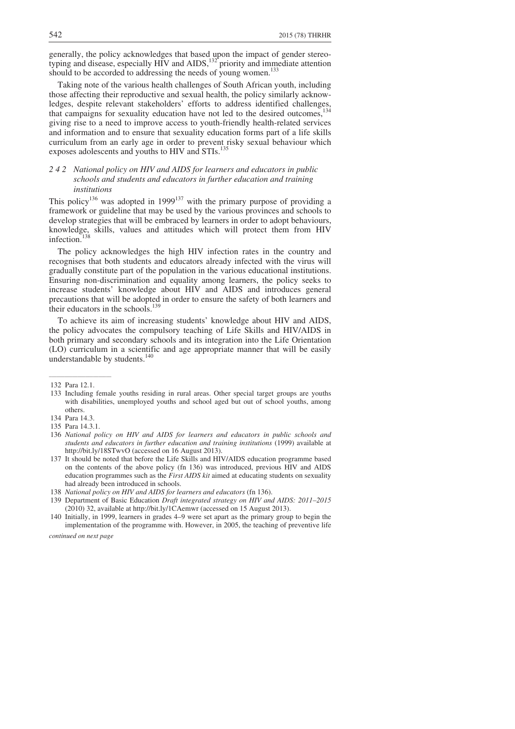generally, the policy acknowledges that based upon the impact of gender stereotyping and disease, especially HIV and AIDS,[132] priority and immediate attention should to be accorded to addressing the needs of young women.[133]

Taking note of the various health challenges of South African youth, including those affecting their reproductive and sexual health, the policy similarly acknowledges, despite relevant stakeholders' efforts to address identified challenges, that campaigns for sexuality education have not led to the desired outcomes,[134] giving rise to a need to improve access to youth-friendly health-related services and information and to ensure that sexuality education forms part of a life skills curriculum from an early age in order to prevent risky sexual behaviour which exposes adolescents and youths to HIV and STIs.[135]

### *2 4 2 National policy on HIV and AIDS for learners and educators in public schools and students and educators in further education and training institutions*

This policy[136] was adopted in 1999[137] with the primary purpose of providing a framework or guideline that may be used by the various provinces and schools to develop strategies that will be embraced by learners in order to adopt behaviours, knowledge, skills, values and attitudes which will protect them from HIV infection.[138]

The policy acknowledges the high HIV infection rates in the country and recognises that both students and educators already infected with the virus will gradually constitute part of the population in the various educational institutions. Ensuring non-discrimination and equality among learners, the policy seeks to increase students' knowledge about HIV and AIDS and introduces general precautions that will be adopted in order to ensure the safety of both learners and their educators in the schools.[139]

To achieve its aim of increasing students' knowledge about HIV and AIDS, the policy advocates the compulsory teaching of Life Skills and HIV/AIDS in both primary and secondary schools and its integration into the Life Orientation (LO) curriculum in a scientific and age appropriate manner that will be easily understandable by students.[140]

---

132 Para 12.1.

133 Including female youths residing in rural areas. Other special target groups are youths with disabilities, unemployed youths and school aged but out of school youths, among others.

134 Para 14.3.

135 Para 14.3.1.

136 *National policy on HIV and AIDS for learners and educators in public schools and students and educators in further education and training institutions* (1999) available at http://bit.ly/18STwvO (accessed on 16 August 2013).

137 It should be noted that before the Life Skills and HIV/AIDS education programme based on the contents of the above policy (fn 136) was introduced, previous HIV and AIDS education programmes such as the *First AIDS kit* aimed at educating students on sexuality had already been introduced in schools.

138 *National policy on HIV and AIDS for learners and educators* (fn 136).

139 Department of Basic Education *Draft integrated strategy on HIV and AIDS: 2011–2015* (2010) 32, available at http://bit.ly/1CAemwr (accessed on 15 August 2013).

140 Initially, in 1999, learners in grades 4–9 were set apart as the primary group to begin the implementation of the programme with. However, in 2005, the teaching of preventive life

*continued on next page*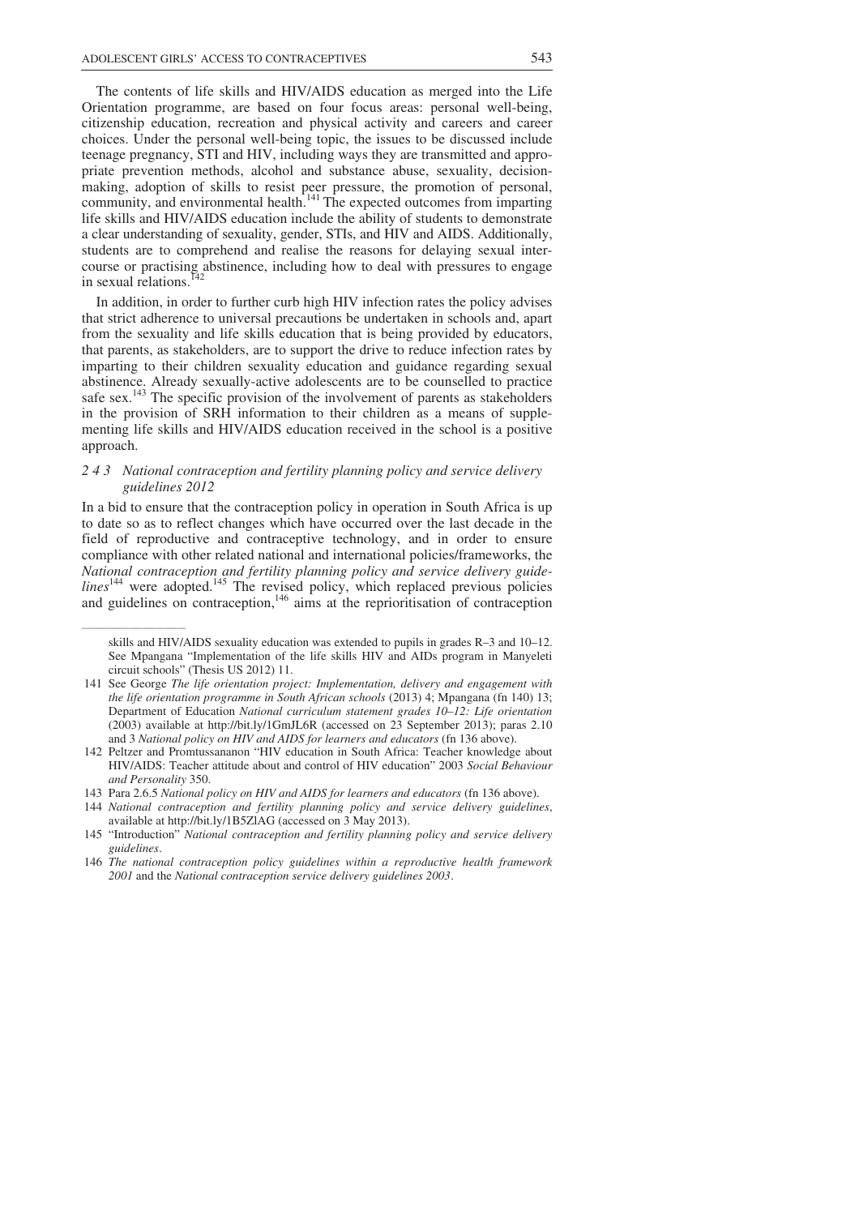The contents of life skills and HIV/AIDS education as merged into the Life Orientation programme, are based on four focus areas: personal well-being, citizenship education, recreation and physical activity and careers and career choices. Under the personal well-being topic, the issues to be discussed include teenage pregnancy, STI and HIV, including ways they are transmitted and appropriate prevention methods, alcohol and substance abuse, sexuality, decision-making, adoption of skills to resist peer pressure, the promotion of personal, community, and environmental health.[141] The expected outcomes from imparting life skills and HIV/AIDS education include the ability of students to demonstrate a clear understanding of sexuality, gender, STIs, and HIV and AIDS. Additionally, students are to comprehend and realise the reasons for delaying sexual intercourse or practising abstinence, including how to deal with pressures to engage in sexual relations.[142]

In addition, in order to further curb high HIV infection rates the policy advises that strict adherence to universal precautions be undertaken in schools and, apart from the sexuality and life skills education that is being provided by educators, that parents, as stakeholders, are to support the drive to reduce infection rates by imparting to their children sexuality education and guidance regarding sexual abstinence. Already sexually-active adolescents are to be counselled to practice safe sex.[143] The specific provision of the involvement of parents as stakeholders in the provision of SRH information to their children as a means of supplementing life skills and HIV/AIDS education received in the school is a positive approach.

### *2 4 3 National contraception and fertility planning policy and service delivery guidelines 2012*

In a bid to ensure that the contraception policy in operation in South Africa is up to date so as to reflect changes which have occurred over the last decade in the field of reproductive and contraceptive technology, and in order to ensure compliance with other related national and international policies/frameworks, the *National contraception and fertility planning policy and service delivery guidelines*[144] were adopted.[145] The revised policy, which replaced previous policies and guidelines on contraception,[146] aims at the reprioritisation of contraception

---

skills and HIV/AIDS sexuality education was extended to pupils in grades R–3 and 10–12. See Mpangana "Implementation of the life skills HIV and AIDs program in Manyeleti circuit schools" (Thesis US 2012) 11.

141 See George *The life orientation project: Implementation, delivery and engagement with the life orientation programme in South African schools* (2013) 4; Mpangana (fn 140) 13; Department of Education *National curriculum statement grades 10–12: Life orientation* (2003) available at http://bit.ly/1GmJL6R (accessed on 23 September 2013); paras 2.10 and 3 *National policy on HIV and AIDS for learners and educators* (fn 136 above).

142 Peltzer and Promtussananon "HIV education in South Africa: Teacher knowledge about HIV/AIDS: Teacher attitude about and control of HIV education" 2003 *Social Behaviour and Personality* 350.

143 Para 2.6.5 *National policy on HIV and AIDS for learners and educators* (fn 136 above).

144 *National contraception and fertility planning policy and service delivery guidelines*, available at http://bit.ly/1B5ZlAG (accessed on 3 May 2013).

145 "Introduction" *National contraception and fertility planning policy and service delivery guidelines*.

146 *The national contraception policy guidelines within a reproductive health framework 2001* and the *National contraception service delivery guidelines 2003*.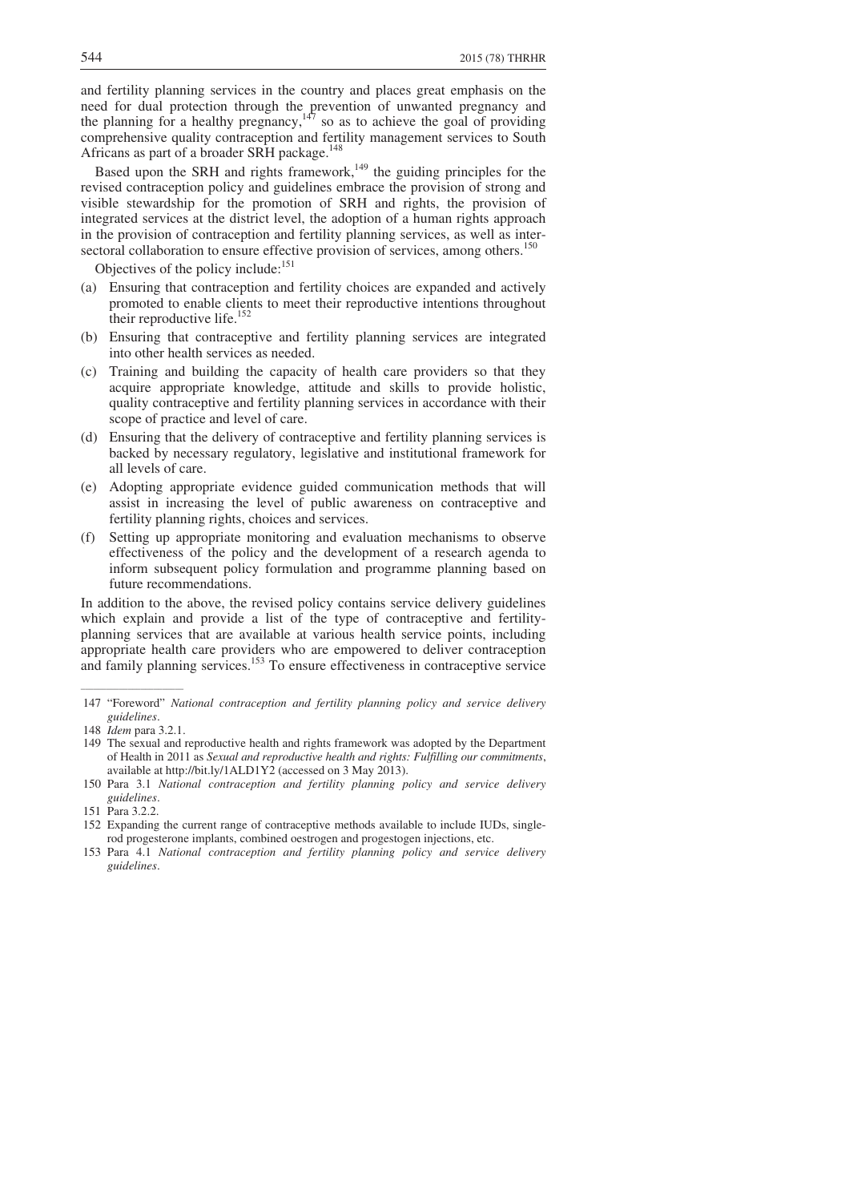and fertility planning services in the country and places great emphasis on the need for dual protection through the prevention of unwanted pregnancy and the planning for a healthy pregnancy,[147] so as to achieve the goal of providing comprehensive quality contraception and fertility management services to South Africans as part of a broader SRH package.[148]

Based upon the SRH and rights framework,[149] the guiding principles for the revised contraception policy and guidelines embrace the provision of strong and visible stewardship for the promotion of SRH and rights, the provision of integrated services at the district level, the adoption of a human rights approach in the provision of contraception and fertility planning services, as well as inter-sectoral collaboration to ensure effective provision of services, among others.[150]

Objectives of the policy include:[151]

(a) Ensuring that contraception and fertility choices are expanded and actively promoted to enable clients to meet their reproductive intentions throughout their reproductive life.[152]

(b) Ensuring that contraceptive and fertility planning services are integrated into other health services as needed.

(c) Training and building the capacity of health care providers so that they acquire appropriate knowledge, attitude and skills to provide holistic, quality contraceptive and fertility planning services in accordance with their scope of practice and level of care.

(d) Ensuring that the delivery of contraceptive and fertility planning services is backed by necessary regulatory, legislative and institutional framework for all levels of care.

(e) Adopting appropriate evidence guided communication methods that will assist in increasing the level of public awareness on contraceptive and fertility planning rights, choices and services.

(f) Setting up appropriate monitoring and evaluation mechanisms to observe effectiveness of the policy and the development of a research agenda to inform subsequent policy formulation and programme planning based on future recommendations.

In addition to the above, the revised policy contains service delivery guidelines which explain and provide a list of the type of contraceptive and fertility-planning services that are available at various health service points, including appropriate health care providers who are empowered to deliver contraception and family planning services.[153] To ensure effectiveness in contraceptive service

---

147 "Foreword" *National contraception and fertility planning policy and service delivery guidelines*.

148 *Idem* para 3.2.1.

149 The sexual and reproductive health and rights framework was adopted by the Department of Health in 2011 as *Sexual and reproductive health and rights: Fulfilling our commitments*, available at http://bit.ly/1ALD1Y2 (accessed on 3 May 2013).

150 Para 3.1 *National contraception and fertility planning policy and service delivery guidelines*.

151 Para 3.2.2.

152 Expanding the current range of contraceptive methods available to include IUDs, single-rod progesterone implants, combined oestrogen and progestogen injections, etc.

153 Para 4.1 *National contraception and fertility planning policy and service delivery guidelines*.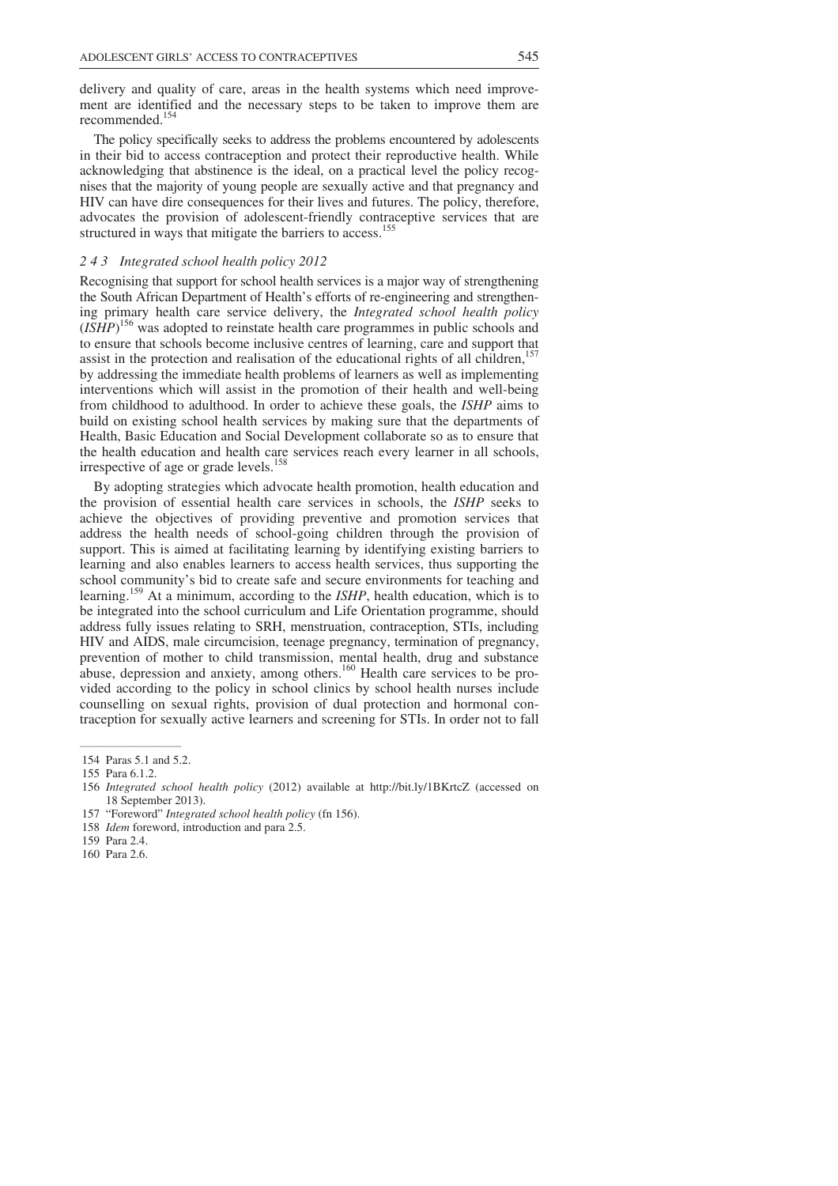delivery and quality of care, areas in the health systems which need improvement are identified and the necessary steps to be taken to improve them are recommended.[154]

The policy specifically seeks to address the problems encountered by adolescents in their bid to access contraception and protect their reproductive health. While acknowledging that abstinence is the ideal, on a practical level the policy recognises that the majority of young people are sexually active and that pregnancy and HIV can have dire consequences for their lives and futures. The policy, therefore, advocates the provision of adolescent-friendly contraceptive services that are structured in ways that mitigate the barriers to access.[155]

### *2 4 3 Integrated school health policy 2012*

Recognising that support for school health services is a major way of strengthening the South African Department of Health's efforts of re-engineering and strengthening primary health care service delivery, the *Integrated school health policy* (*ISHP*)[156] was adopted to reinstate health care programmes in public schools and to ensure that schools become inclusive centres of learning, care and support that assist in the protection and realisation of the educational rights of all children,[157] by addressing the immediate health problems of learners as well as implementing interventions which will assist in the promotion of their health and well-being from childhood to adulthood. In order to achieve these goals, the *ISHP* aims to build on existing school health services by making sure that the departments of Health, Basic Education and Social Development collaborate so as to ensure that the health education and health care services reach every learner in all schools, irrespective of age or grade levels.[158]

By adopting strategies which advocate health promotion, health education and the provision of essential health care services in schools, the *ISHP* seeks to achieve the objectives of providing preventive and promotion services that address the health needs of school-going children through the provision of support. This is aimed at facilitating learning by identifying existing barriers to learning and also enables learners to access health services, thus supporting the school community's bid to create safe and secure environments for teaching and learning.[159] At a minimum, according to the *ISHP*, health education, which is to be integrated into the school curriculum and Life Orientation programme, should address fully issues relating to SRH, menstruation, contraception, STIs, including HIV and AIDS, male circumcision, teenage pregnancy, termination of pregnancy, prevention of mother to child transmission, mental health, drug and substance abuse, depression and anxiety, among others.[160] Health care services to be provided according to the policy in school clinics by school health nurses include counselling on sexual rights, provision of dual protection and hormonal contraception for sexually active learners and screening for STIs. In order not to fall

---

154 Paras 5.1 and 5.2.

155 Para 6.1.2.

156 *Integrated school health policy* (2012) available at http://bit.ly/1BKrtcZ (accessed on 18 September 2013).

157 "Foreword" *Integrated school health policy* (fn 156).

158 *Idem* foreword, introduction and para 2.5.

159 Para 2.4.

160 Para 2.6.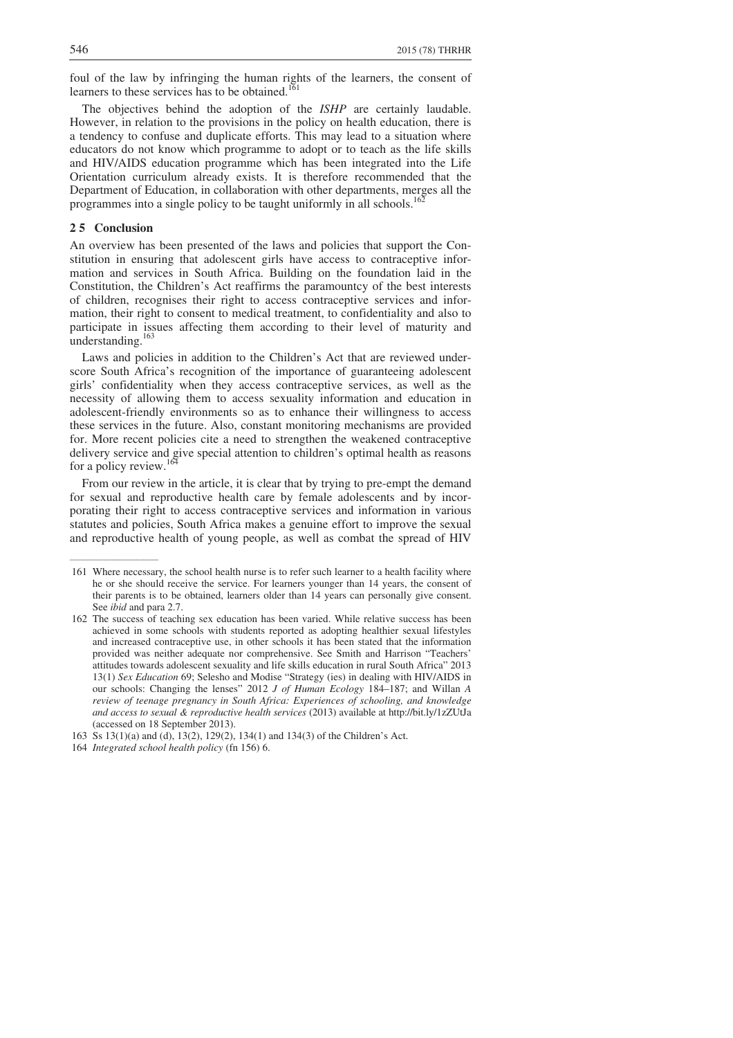foul of the law by infringing the human rights of the learners, the consent of learners to these services has to be obtained.[161]

The objectives behind the adoption of the *ISHP* are certainly laudable. However, in relation to the provisions in the policy on health education, there is a tendency to confuse and duplicate efforts. This may lead to a situation where educators do not know which programme to adopt or to teach as the life skills and HIV/AIDS education programme which has been integrated into the Life Orientation curriculum already exists. It is therefore recommended that the Department of Education, in collaboration with other departments, merges all the programmes into a single policy to be taught uniformly in all schools.[162]

### 2 5 Conclusion

An overview has been presented of the laws and policies that support the Constitution in ensuring that adolescent girls have access to contraceptive information and services in South Africa. Building on the foundation laid in the Constitution, the Children's Act reaffirms the paramountcy of the best interests of children, recognises their right to access contraceptive services and information, their right to consent to medical treatment, to confidentiality and also to participate in issues affecting them according to their level of maturity and understanding.[163]

Laws and policies in addition to the Children's Act that are reviewed underscore South Africa's recognition of the importance of guaranteeing adolescent girls' confidentiality when they access contraceptive services, as well as the necessity of allowing them to access sexuality information and education in adolescent-friendly environments so as to enhance their willingness to access these services in the future. Also, constant monitoring mechanisms are provided for. More recent policies cite a need to strengthen the weakened contraceptive delivery service and give special attention to children's optimal health as reasons for a policy review.[164]

From our review in the article, it is clear that by trying to pre-empt the demand for sexual and reproductive health care by female adolescents and by incorporating their right to access contraceptive services and information in various statutes and policies, South Africa makes a genuine effort to improve the sexual and reproductive health of young people, as well as combat the spread of HIV

---

161 Where necessary, the school health nurse is to refer such learner to a health facility where he or she should receive the service. For learners younger than 14 years, the consent of their parents is to be obtained, learners older than 14 years can personally give consent. See *ibid* and para 2.7.

162 The success of teaching sex education has been varied. While relative success has been achieved in some schools with students reported as adopting healthier sexual lifestyles and increased contraceptive use, in other schools it has been stated that the information provided was neither adequate nor comprehensive. See Smith and Harrison "Teachers' attitudes towards adolescent sexuality and life skills education in rural South Africa" 2013 13(1) *Sex Education* 69; Selesho and Modise "Strategy (ies) in dealing with HIV/AIDS in our schools: Changing the lenses" 2012 *J of Human Ecology* 184–187; and Willan *A review of teenage pregnancy in South Africa: Experiences of schooling, and knowledge and access to sexual & reproductive health services* (2013) available at http://bit.ly/1zZUtJa (accessed on 18 September 2013).

163 Ss 13(1)(a) and (d), 13(2), 129(2), 134(1) and 134(3) of the Children's Act.

164 *Integrated school health policy* (fn 156) 6.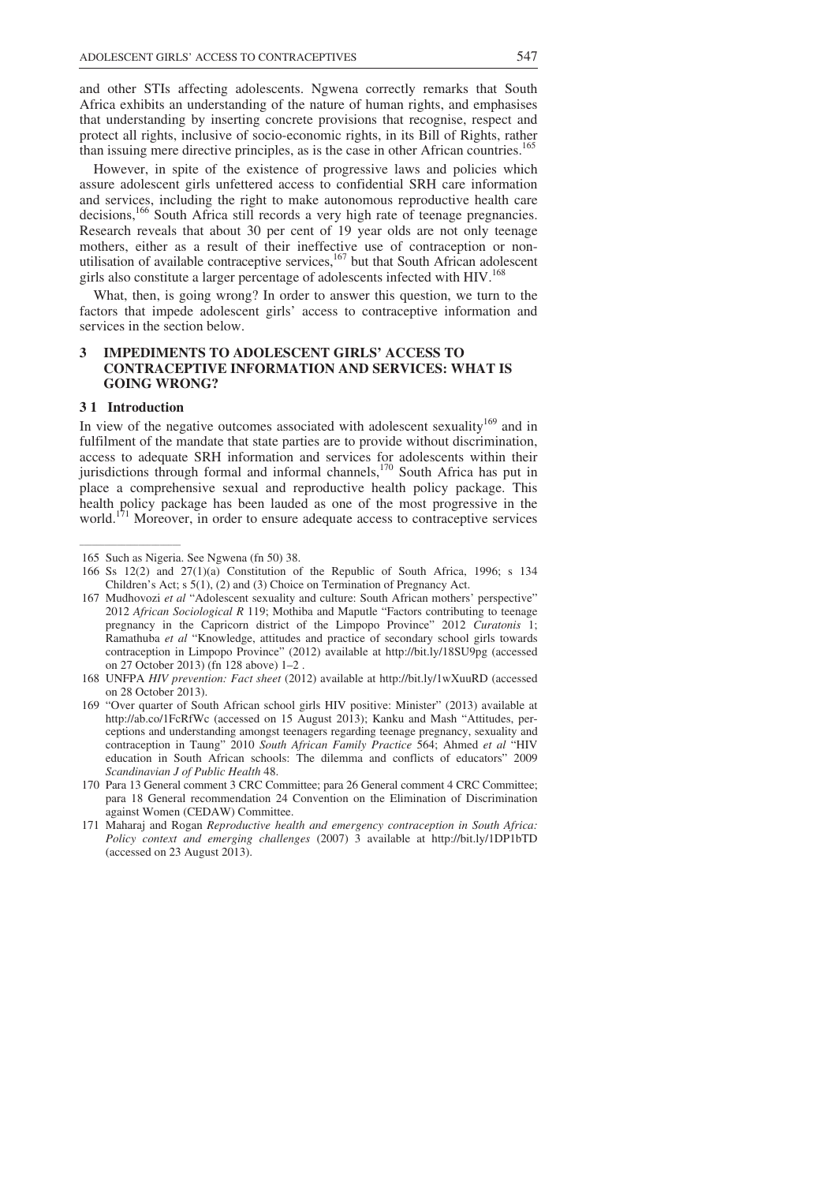and other STIs affecting adolescents. Ngwena correctly remarks that South Africa exhibits an understanding of the nature of human rights, and emphasises that understanding by inserting concrete provisions that recognise, respect and protect all rights, inclusive of socio-economic rights, in its Bill of Rights, rather than issuing mere directive principles, as is the case in other African countries.[165]

However, in spite of the existence of progressive laws and policies which assure adolescent girls unfettered access to confidential SRH care information and services, including the right to make autonomous reproductive health care decisions,[166] South Africa still records a very high rate of teenage pregnancies. Research reveals that about 30 per cent of 19 year olds are not only teenage mothers, either as a result of their ineffective use of contraception or non-utilisation of available contraceptive services,[167] but that South African adolescent girls also constitute a larger percentage of adolescents infected with HIV.[168]

What, then, is going wrong? In order to answer this question, we turn to the factors that impede adolescent girls' access to contraceptive information and services in the section below.

## 3 IMPEDIMENTS TO ADOLESCENT GIRLS' ACCESS TO CONTRACEPTIVE INFORMATION AND SERVICES: WHAT IS GOING WRONG?

### 3 1 Introduction

In view of the negative outcomes associated with adolescent sexuality[169] and in fulfilment of the mandate that state parties are to provide without discrimination, access to adequate SRH information and services for adolescents within their jurisdictions through formal and informal channels,[170] South Africa has put in place a comprehensive sexual and reproductive health policy package. This health policy package has been lauded as one of the most progressive in the world.[171] Moreover, in order to ensure adequate access to contraceptive services

---

165 Such as Nigeria. See Ngwena (fn 50) 38.

166 Ss 12(2) and 27(1)(a) Constitution of the Republic of South Africa, 1996; s 134 Children's Act; s 5(1), (2) and (3) Choice on Termination of Pregnancy Act.

167 Mudhovozi *et al* "Adolescent sexuality and culture: South African mothers' perspective" 2012 *African Sociological R* 119; Mothiba and Maputle "Factors contributing to teenage pregnancy in the Capricorn district of the Limpopo Province" 2012 *Curatonis* 1; Ramathuba *et al* "Knowledge, attitudes and practice of secondary school girls towards contraception in Limpopo Province" (2012) available at http://bit.ly/18SU9pg (accessed on 27 October 2013) (fn 128 above) 1–2 .

168 UNFPA *HIV prevention: Fact sheet* (2012) available at http://bit.ly/1wXuuRD (accessed on 28 October 2013).

169 "Over quarter of South African school girls HIV positive: Minister" (2013) available at http://ab.co/1FcRfWc (accessed on 15 August 2013); Kanku and Mash "Attitudes, perceptions and understanding amongst teenagers regarding teenage pregnancy, sexuality and contraception in Taung" 2010 *South African Family Practice* 564; Ahmed *et al* "HIV education in South African schools: The dilemma and conflicts of educators" 2009 *Scandinavian J of Public Health* 48.

170 Para 13 General comment 3 CRC Committee; para 26 General comment 4 CRC Committee; para 18 General recommendation 24 Convention on the Elimination of Discrimination against Women (CEDAW) Committee.

171 Maharaj and Rogan *Reproductive health and emergency contraception in South Africa: Policy context and emerging challenges* (2007) 3 available at http://bit.ly/1DP1bTD (accessed on 23 August 2013).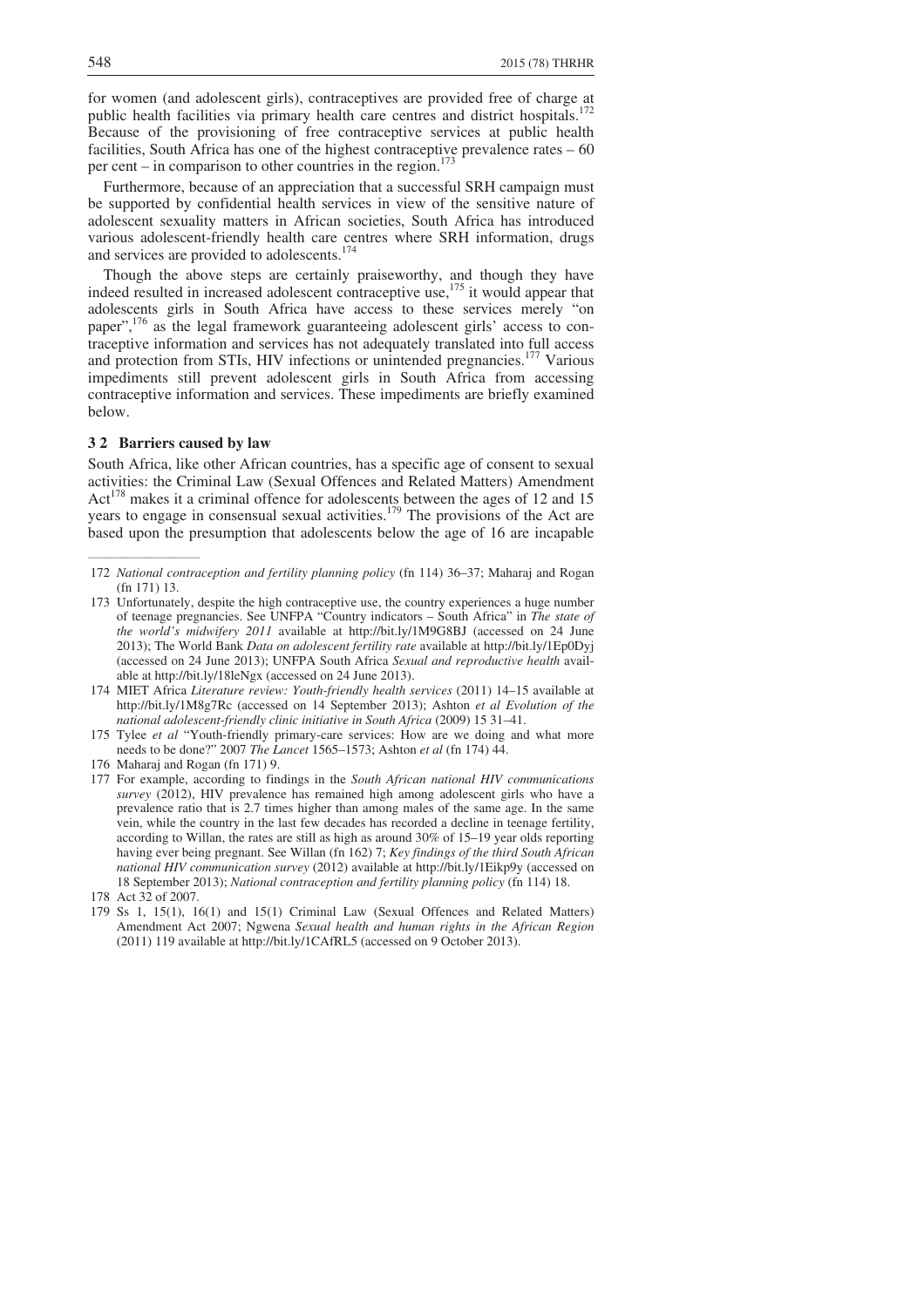for women (and adolescent girls), contraceptives are provided free of charge at public health facilities via primary health care centres and district hospitals.[172] Because of the provisioning of free contraceptive services at public health facilities, South Africa has one of the highest contraceptive prevalence rates – 60 per cent – in comparison to other countries in the region.[173]

Furthermore, because of an appreciation that a successful SRH campaign must be supported by confidential health services in view of the sensitive nature of adolescent sexuality matters in African societies, South Africa has introduced various adolescent-friendly health care centres where SRH information, drugs and services are provided to adolescents.[174]

Though the above steps are certainly praiseworthy, and though they have indeed resulted in increased adolescent contraceptive use,[175] it would appear that adolescents girls in South Africa have access to these services merely "on paper",[176] as the legal framework guaranteeing adolescent girls' access to contraceptive information and services has not adequately translated into full access and protection from STIs, HIV infections or unintended pregnancies.[177] Various impediments still prevent adolescent girls in South Africa from accessing contraceptive information and services. These impediments are briefly examined below.

### 3 2 Barriers caused by law

South Africa, like other African countries, has a specific age of consent to sexual activities: the Criminal Law (Sexual Offences and Related Matters) Amendment Act[178] makes it a criminal offence for adolescents between the ages of 12 and 15 years to engage in consensual sexual activities.[179] The provisions of the Act are based upon the presumption that adolescents below the age of 16 are incapable

---

172 *National contraception and fertility planning policy* (fn 114) 36–37; Maharaj and Rogan (fn 171) 13.

173 Unfortunately, despite the high contraceptive use, the country experiences a huge number of teenage pregnancies. See UNFPA "Country indicators – South Africa" in *The state of the world's midwifery 2011* available at http://bit.ly/1M9G8BJ (accessed on 24 June 2013); The World Bank *Data on adolescent fertility rate* available at http://bit.ly/1Ep0Dyj (accessed on 24 June 2013); UNFPA South Africa *Sexual and reproductive health* available at http://bit.ly/18leNgx (accessed on 24 June 2013).

174 MIET Africa *Literature review: Youth-friendly health services* (2011) 14–15 available at http://bit.ly/1M8g7Rc (accessed on 14 September 2013); Ashton *et al Evolution of the national adolescent-friendly clinic initiative in South Africa* (2009) 15 31–41.

175 Tylee *et al* "Youth-friendly primary-care services: How are we doing and what more needs to be done?" 2007 *The Lancet* 1565–1573; Ashton *et al* (fn 174) 44.

176 Maharaj and Rogan (fn 171) 9.

177 For example, according to findings in the *South African national HIV communications survey* (2012), HIV prevalence has remained high among adolescent girls who have a prevalence ratio that is 2.7 times higher than among males of the same age. In the same vein, while the country in the last few decades has recorded a decline in teenage fertility, according to Willan, the rates are still as high as around 30% of 15–19 year olds reporting having ever being pregnant. See Willan (fn 162) 7; *Key findings of the third South African national HIV communication survey* (2012) available at http://bit.ly/1Eikp9y (accessed on 18 September 2013); *National contraception and fertility planning policy* (fn 114) 18.

178 Act 32 of 2007.

179 Ss 1, 15(1), 16(1) and 15(1) Criminal Law (Sexual Offences and Related Matters) Amendment Act 2007; Ngwena *Sexual health and human rights in the African Region* (2011) 119 available at http://bit.ly/1CAfRL5 (accessed on 9 October 2013).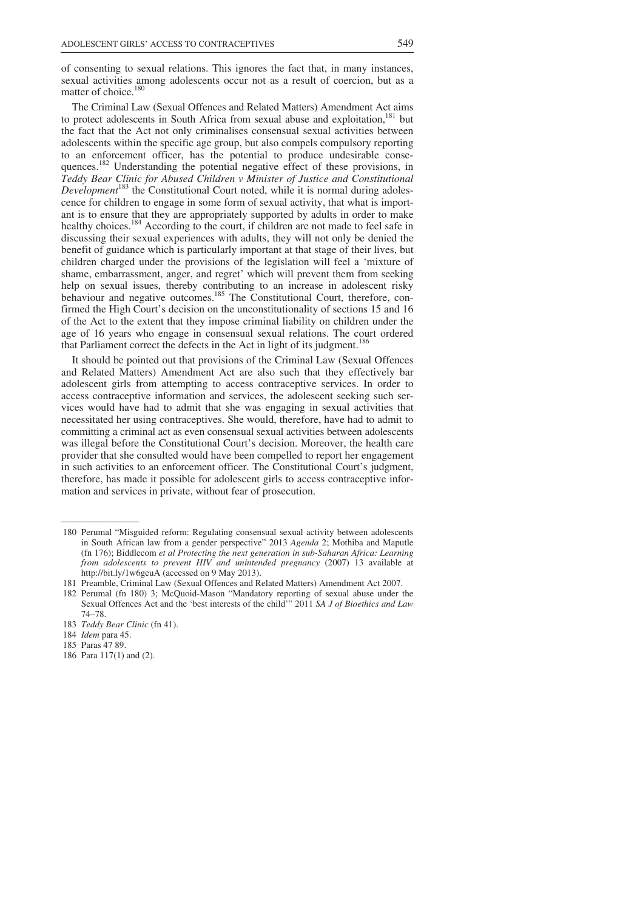of consenting to sexual relations. This ignores the fact that, in many instances, sexual activities among adolescents occur not as a result of coercion, but as a matter of choice.[180]

The Criminal Law (Sexual Offences and Related Matters) Amendment Act aims to protect adolescents in South Africa from sexual abuse and exploitation,[181] but the fact that the Act not only criminalises consensual sexual activities between adolescents within the specific age group, but also compels compulsory reporting to an enforcement officer, has the potential to produce undesirable consequences.[182] Understanding the potential negative effect of these provisions, in *Teddy Bear Clinic for Abused Children v Minister of Justice and Constitutional Development*[183] the Constitutional Court noted, while it is normal during adolescence for children to engage in some form of sexual activity, that what is important is to ensure that they are appropriately supported by adults in order to make healthy choices.[184] According to the court, if children are not made to feel safe in discussing their sexual experiences with adults, they will not only be denied the benefit of guidance which is particularly important at that stage of their lives, but children charged under the provisions of the legislation will feel a 'mixture of shame, embarrassment, anger, and regret' which will prevent them from seeking help on sexual issues, thereby contributing to an increase in adolescent risky behaviour and negative outcomes.[185] The Constitutional Court, therefore, confirmed the High Court's decision on the unconstitutionality of sections 15 and 16 of the Act to the extent that they impose criminal liability on children under the age of 16 years who engage in consensual sexual relations. The court ordered that Parliament correct the defects in the Act in light of its judgment.[186]

It should be pointed out that provisions of the Criminal Law (Sexual Offences and Related Matters) Amendment Act are also such that they effectively bar adolescent girls from attempting to access contraceptive services. In order to access contraceptive information and services, the adolescent seeking such services would have had to admit that she was engaging in sexual activities that necessitated her using contraceptives. She would, therefore, have had to admit to committing a criminal act as even consensual sexual activities between adolescents was illegal before the Constitutional Court's decision. Moreover, the health care provider that she consulted would have been compelled to report her engagement in such activities to an enforcement officer. The Constitutional Court's judgment, therefore, has made it possible for adolescent girls to access contraceptive information and services in private, without fear of prosecution.

---

180 Perumal "Misguided reform: Regulating consensual sexual activity between adolescents in South African law from a gender perspective" 2013 *Agenda* 2; Mothiba and Maputle (fn 176); Biddlecom *et al Protecting the next generation in sub-Saharan Africa: Learning from adolescents to prevent HIV and unintended pregnancy* (2007) 13 available at http://bit.ly/1w6geuA (accessed on 9 May 2013).

181 Preamble, Criminal Law (Sexual Offences and Related Matters) Amendment Act 2007.

182 Perumal (fn 180) 3; McQuoid-Mason "Mandatory reporting of sexual abuse under the Sexual Offences Act and the 'best interests of the child'" 2011 *SA J of Bioethics and Law* 74–78.

183 *Teddy Bear Clinic* (fn 41).

184 *Idem* para 45.

185 Paras 47 89.

186 Para 117(1) and (2).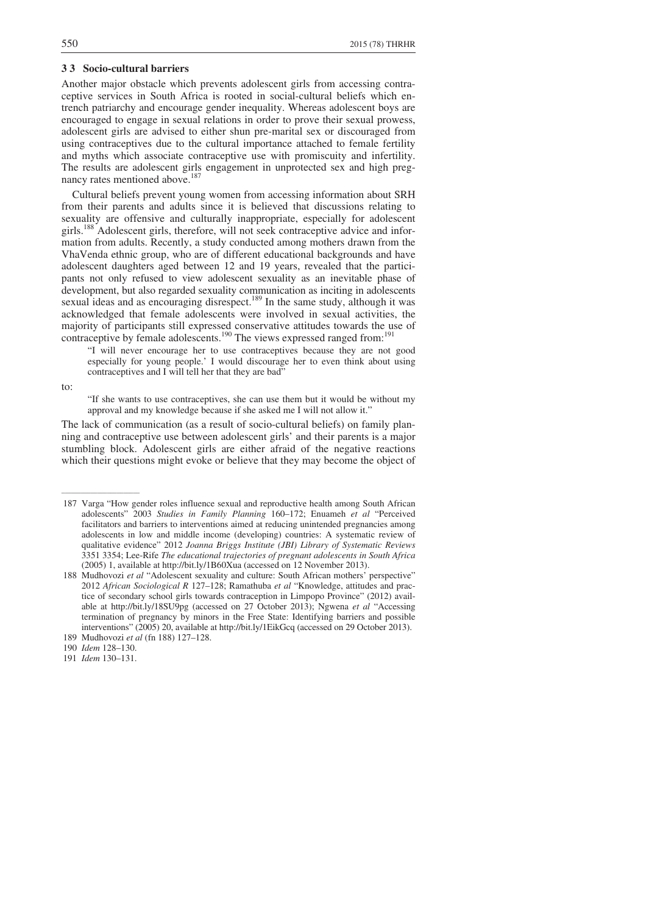### 3 3 Socio-cultural barriers

Another major obstacle which prevents adolescent girls from accessing contraceptive services in South Africa is rooted in social-cultural beliefs which entrench patriarchy and encourage gender inequality. Whereas adolescent boys are encouraged to engage in sexual relations in order to prove their sexual prowess, adolescent girls are advised to either shun pre-marital sex or discouraged from using contraceptives due to the cultural importance attached to female fertility and myths which associate contraceptive use with promiscuity and infertility. The results are adolescent girls engagement in unprotected sex and high pregnancy rates mentioned above.[187]

Cultural beliefs prevent young women from accessing information about SRH from their parents and adults since it is believed that discussions relating to sexuality are offensive and culturally inappropriate, especially for adolescent girls.[188] Adolescent girls, therefore, will not seek contraceptive advice and information from adults. Recently, a study conducted among mothers drawn from the VhaVenda ethnic group, who are of different educational backgrounds and have adolescent daughters aged between 12 and 19 years, revealed that the participants not only refused to view adolescent sexuality as an inevitable phase of development, but also regarded sexuality communication as inciting in adolescents sexual ideas and as encouraging disrespect.[189] In the same study, although it was acknowledged that female adolescents were involved in sexual activities, the majority of participants still expressed conservative attitudes towards the use of contraceptive by female adolescents.[190] The views expressed ranged from:[191]

> "I will never encourage her to use contraceptives because they are not good especially for young people.' I would discourage her to even think about using contraceptives and I will tell her that they are bad"

to:

> "If she wants to use contraceptives, she can use them but it would be without my approval and my knowledge because if she asked me I will not allow it."

The lack of communication (as a result of socio-cultural beliefs) on family planning and contraceptive use between adolescent girls' and their parents is a major stumbling block. Adolescent girls are either afraid of the negative reactions which their questions might evoke or believe that they may become the object of

---

187 Varga "How gender roles influence sexual and reproductive health among South African adolescents" 2003 *Studies in Family Planning* 160–172; Enuameh *et al* "Perceived facilitators and barriers to interventions aimed at reducing unintended pregnancies among adolescents in low and middle income (developing) countries: A systematic review of qualitative evidence" 2012 *Joanna Briggs Institute (JBI) Library of Systematic Reviews* 3351 3354; Lee-Rife *The educational trajectories of pregnant adolescents in South Africa* (2005) 1, available at http://bit.ly/1B60Xua (accessed on 12 November 2013).

188 Mudhovozi *et al* "Adolescent sexuality and culture: South African mothers' perspective" 2012 *African Sociological R* 127–128; Ramathuba *et al* "Knowledge, attitudes and practice of secondary school girls towards contraception in Limpopo Province" (2012) available at http://bit.ly/18SU9pg (accessed on 27 October 2013); Ngwena *et al* "Accessing termination of pregnancy by minors in the Free State: Identifying barriers and possible interventions" (2005) 20, available at http://bit.ly/1EikGcq (accessed on 29 October 2013).

189 Mudhovozi *et al* (fn 188) 127–128.

190 *Idem* 128–130.

191 *Idem* 130–131.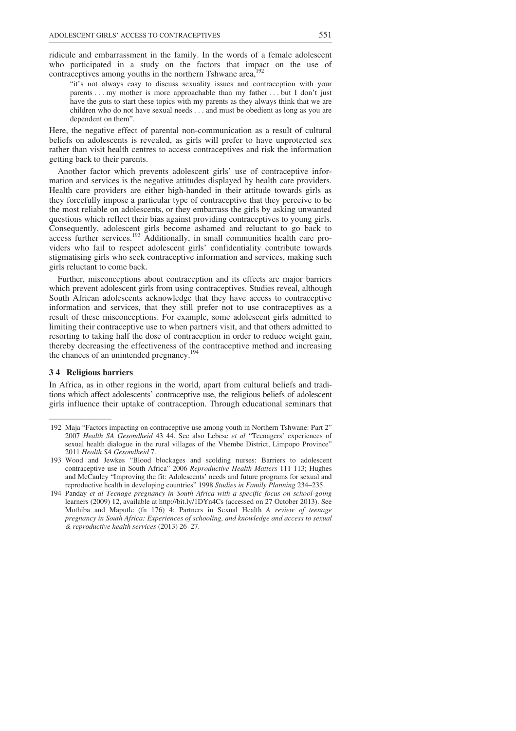ridicule and embarrassment in the family. In the words of a female adolescent who participated in a study on the factors that impact on the use of contraceptives among youths in the northern Tshwane area,[192]

> "it's not always easy to discuss sexuality issues and contraception with your parents . . . my mother is more approachable than my father . . . but I don't just have the guts to start these topics with my parents as they always think that we are children who do not have sexual needs . . . and must be obedient as long as you are dependent on them".

Here, the negative effect of parental non-communication as a result of cultural beliefs on adolescents is revealed, as girls will prefer to have unprotected sex rather than visit health centres to access contraceptives and risk the information getting back to their parents.

Another factor which prevents adolescent girls' use of contraceptive information and services is the negative attitudes displayed by health care providers. Health care providers are either high-handed in their attitude towards girls as they forcefully impose a particular type of contraceptive that they perceive to be the most reliable on adolescents, or they embarrass the girls by asking unwanted questions which reflect their bias against providing contraceptives to young girls. Consequently, adolescent girls become ashamed and reluctant to go back to access further services.[193] Additionally, in small communities health care providers who fail to respect adolescent girls' confidentiality contribute towards stigmatising girls who seek contraceptive information and services, making such girls reluctant to come back.

Further, misconceptions about contraception and its effects are major barriers which prevent adolescent girls from using contraceptives. Studies reveal, although South African adolescents acknowledge that they have access to contraceptive information and services, that they still prefer not to use contraceptives as a result of these misconceptions. For example, some adolescent girls admitted to limiting their contraceptive use to when partners visit, and that others admitted to resorting to taking half the dose of contraception in order to reduce weight gain, thereby decreasing the effectiveness of the contraceptive method and increasing the chances of an unintended pregnancy.[194]

### 3 4 Religious barriers

In Africa, as in other regions in the world, apart from cultural beliefs and traditions which affect adolescents' contraceptive use, the religious beliefs of adolescent girls influence their uptake of contraception. Through educational seminars that

---

192 Maja "Factors impacting on contraceptive use among youth in Northern Tshwane: Part 2" 2007 *Health SA Gesondheid* 43 44. See also Lebese *et al* "Teenagers' experiences of sexual health dialogue in the rural villages of the Vhembe District, Limpopo Province" 2011 *Health SA Gesondheid* 7.

193 Wood and Jewkes "Blood blockages and scolding nurses: Barriers to adolescent contraceptive use in South Africa" 2006 *Reproductive Health Matters* 111 113; Hughes and McCauley "Improving the fit: Adolescents' needs and future programs for sexual and reproductive health in developing countries" 1998 *Studies in Family Planning* 234–235.

194 Panday *et al Teenage pregnancy in South Africa with a specific focus on school-going* learners (2009) 12, available at http://bit.ly/1DYn4Cs (accessed on 27 October 2013). See Mothiba and Maputle (fn 176) 4; Partners in Sexual Health *A review of teenage pregnancy in South Africa: Experiences of schooling, and knowledge and access to sexual & reproductive health services* (2013) 26–27.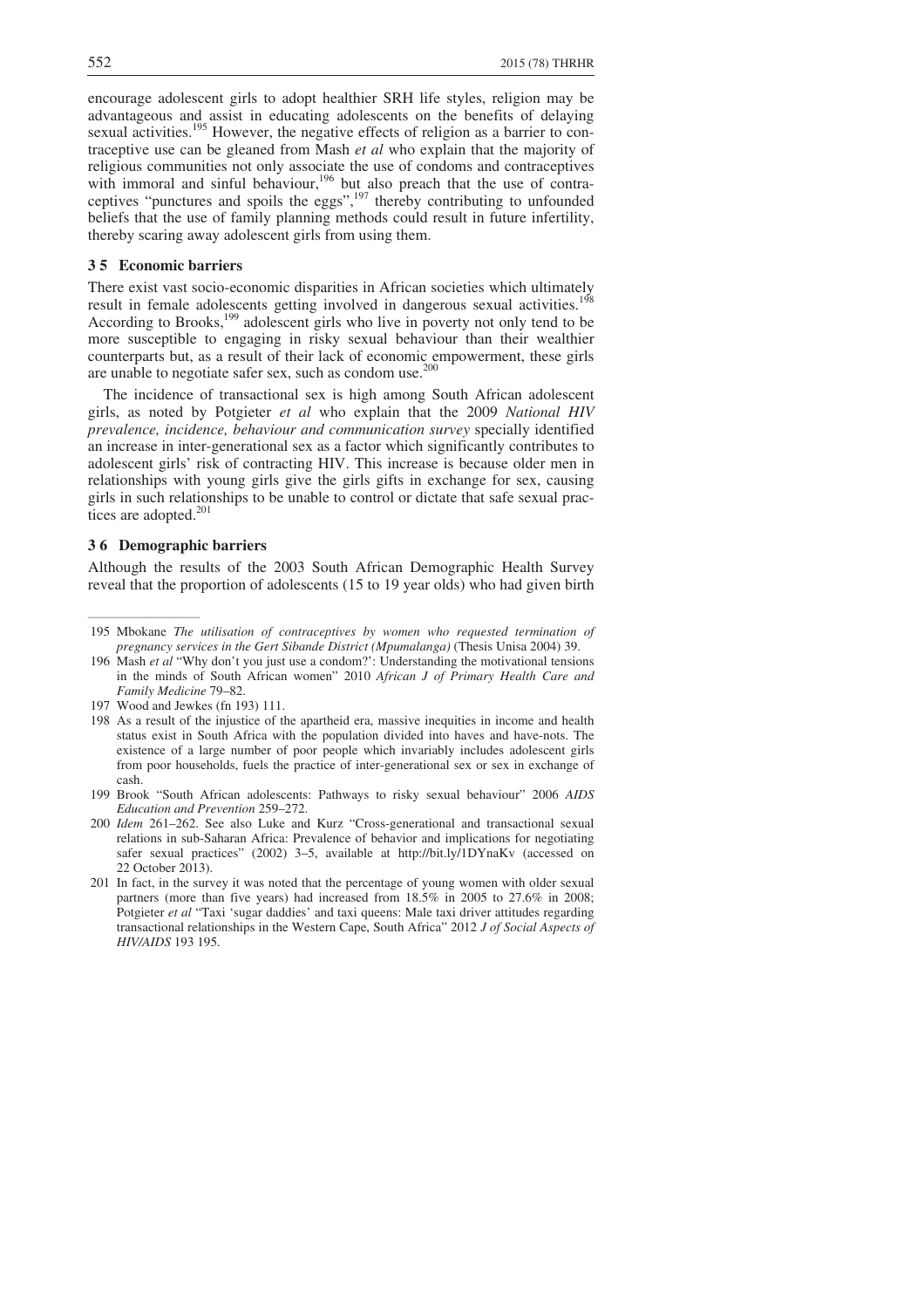encourage adolescent girls to adopt healthier SRH life styles, religion may be advantageous and assist in educating adolescents on the benefits of delaying sexual activities.[195] However, the negative effects of religion as a barrier to contraceptive use can be gleaned from Mash *et al* who explain that the majority of religious communities not only associate the use of condoms and contraceptives with immoral and sinful behaviour,[196] but also preach that the use of contraceptives "punctures and spoils the eggs",[197] thereby contributing to unfounded beliefs that the use of family planning methods could result in future infertility, thereby scaring away adolescent girls from using them.

### 3 5 Economic barriers

There exist vast socio-economic disparities in African societies which ultimately result in female adolescents getting involved in dangerous sexual activities.[198] According to Brooks,[199] adolescent girls who live in poverty not only tend to be more susceptible to engaging in risky sexual behaviour than their wealthier counterparts but, as a result of their lack of economic empowerment, these girls are unable to negotiate safer sex, such as condom use.[200]

The incidence of transactional sex is high among South African adolescent girls, as noted by Potgieter *et al* who explain that the 2009 *National HIV prevalence, incidence, behaviour and communication survey* specially identified an increase in inter-generational sex as a factor which significantly contributes to adolescent girls' risk of contracting HIV. This increase is because older men in relationships with young girls give the girls gifts in exchange for sex, causing girls in such relationships to be unable to control or dictate that safe sexual practices are adopted.[201]

### 3 6 Demographic barriers

Although the results of the 2003 South African Demographic Health Survey reveal that the proportion of adolescents (15 to 19 year olds) who had given birth

---

195 Mbokane *The utilisation of contraceptives by women who requested termination of pregnancy services in the Gert Sibande District (Mpumalanga)* (Thesis Unisa 2004) 39.

196 Mash *et al* "Why don't you just use a condom?': Understanding the motivational tensions in the minds of South African women" 2010 *African J of Primary Health Care and Family Medicine* 79–82.

197 Wood and Jewkes (fn 193) 111.

198 As a result of the injustice of the apartheid era, massive inequities in income and health status exist in South Africa with the population divided into haves and have-nots. The existence of a large number of poor people which invariably includes adolescent girls from poor households, fuels the practice of inter-generational sex or sex in exchange of cash.

199 Brook "South African adolescents: Pathways to risky sexual behaviour" 2006 *AIDS Education and Prevention* 259–272.

200 *Idem* 261–262. See also Luke and Kurz "Cross-generational and transactional sexual relations in sub-Saharan Africa: Prevalence of behavior and implications for negotiating safer sexual practices" (2002) 3–5, available at http://bit.ly/1DYnaKv (accessed on 22 October 2013).

201 In fact, in the survey it was noted that the percentage of young women with older sexual partners (more than five years) had increased from 18.5% in 2005 to 27.6% in 2008; Potgieter *et al* "Taxi 'sugar daddies' and taxi queens: Male taxi driver attitudes regarding transactional relationships in the Western Cape, South Africa" 2012 *J of Social Aspects of HIV/AIDS* 193 195.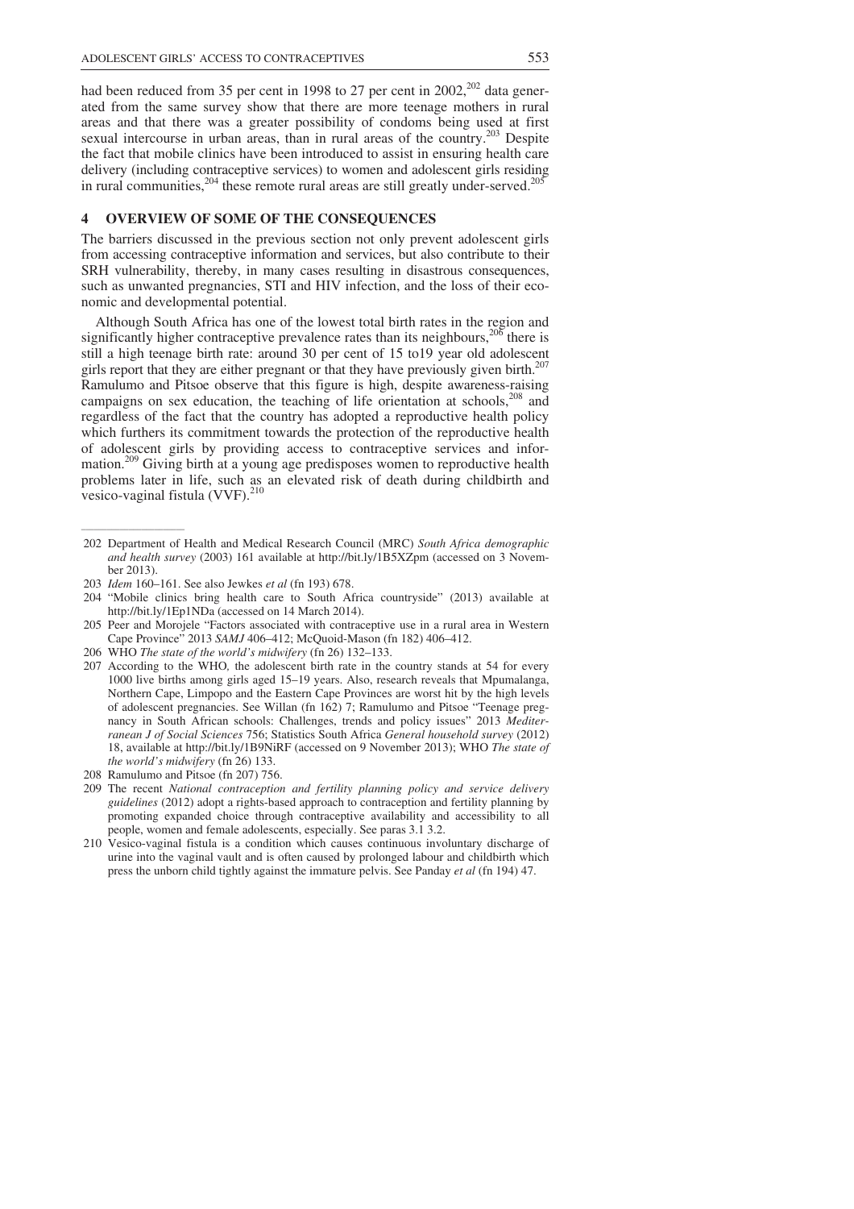had been reduced from 35 per cent in 1998 to 27 per cent in 2002,[202] data generated from the same survey show that there are more teenage mothers in rural areas and that there was a greater possibility of condoms being used at first sexual intercourse in urban areas, than in rural areas of the country.[203] Despite the fact that mobile clinics have been introduced to assist in ensuring health care delivery (including contraceptive services) to women and adolescent girls residing in rural communities,[204] these remote rural areas are still greatly under-served.[205]

## 4 OVERVIEW OF SOME OF THE CONSEQUENCES

The barriers discussed in the previous section not only prevent adolescent girls from accessing contraceptive information and services, but also contribute to their SRH vulnerability, thereby, in many cases resulting in disastrous consequences, such as unwanted pregnancies, STI and HIV infection, and the loss of their economic and developmental potential.

Although South Africa has one of the lowest total birth rates in the region and significantly higher contraceptive prevalence rates than its neighbours,[206] there is still a high teenage birth rate: around 30 per cent of 15 to19 year old adolescent girls report that they are either pregnant or that they have previously given birth.[207] Ramulumo and Pitsoe observe that this figure is high, despite awareness-raising campaigns on sex education, the teaching of life orientation at schools,[208] and regardless of the fact that the country has adopted a reproductive health policy which furthers its commitment towards the protection of the reproductive health of adolescent girls by providing access to contraceptive services and information.[209] Giving birth at a young age predisposes women to reproductive health problems later in life, such as an elevated risk of death during childbirth and vesico-vaginal fistula (VVF).[210]

---

202 Department of Health and Medical Research Council (MRC) *South Africa demographic and health survey* (2003) 161 available at http://bit.ly/1B5XZpm (accessed on 3 November 2013).

203 *Idem* 160–161. See also Jewkes *et al* (fn 193) 678.

204 "Mobile clinics bring health care to South Africa countryside" (2013) available at http://bit.ly/1Ep1NDa (accessed on 14 March 2014).

205 Peer and Morojele "Factors associated with contraceptive use in a rural area in Western Cape Province" 2013 *SAMJ* 406–412; McQuoid-Mason (fn 182) 406–412.

206 WHO *The state of the world's midwifery* (fn 26) 132–133.

207 According to the WHO*,* the adolescent birth rate in the country stands at 54 for every 1000 live births among girls aged 15–19 years. Also, research reveals that Mpumalanga, Northern Cape, Limpopo and the Eastern Cape Provinces are worst hit by the high levels of adolescent pregnancies. See Willan (fn 162) 7; Ramulumo and Pitsoe "Teenage pregnancy in South African schools: Challenges, trends and policy issues" 2013 *Mediterranean J of Social Sciences* 756; Statistics South Africa *General household survey* (2012) 18, available at http://bit.ly/1B9NiRF (accessed on 9 November 2013); WHO *The state of the world's midwifery* (fn 26) 133.

208 Ramulumo and Pitsoe (fn 207) 756.

209 The recent *National contraception and fertility planning policy and service delivery guidelines* (2012) adopt a rights-based approach to contraception and fertility planning by promoting expanded choice through contraceptive availability and accessibility to all people, women and female adolescents, especially. See paras 3.1 3.2.

210 Vesico-vaginal fistula is a condition which causes continuous involuntary discharge of urine into the vaginal vault and is often caused by prolonged labour and childbirth which press the unborn child tightly against the immature pelvis. See Panday *et al* (fn 194) 47.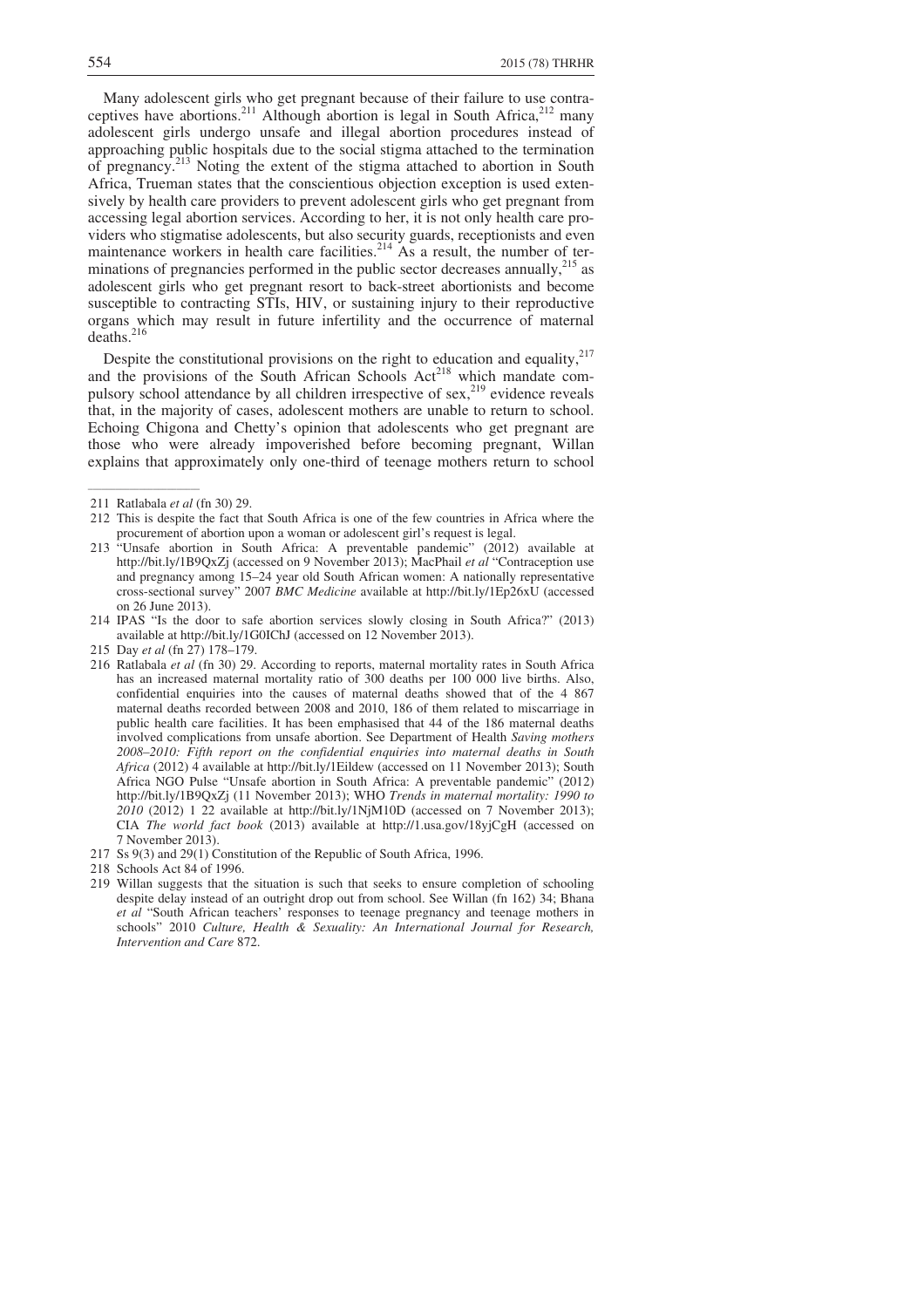Many adolescent girls who get pregnant because of their failure to use contraceptives have abortions.[211] Although abortion is legal in South Africa,[212] many adolescent girls undergo unsafe and illegal abortion procedures instead of approaching public hospitals due to the social stigma attached to the termination of pregnancy.[213] Noting the extent of the stigma attached to abortion in South Africa, Trueman states that the conscientious objection exception is used extensively by health care providers to prevent adolescent girls who get pregnant from accessing legal abortion services. According to her, it is not only health care providers who stigmatise adolescents, but also security guards, receptionists and even maintenance workers in health care facilities.[214] As a result, the number of terminations of pregnancies performed in the public sector decreases annually,[215] as adolescent girls who get pregnant resort to back-street abortionists and become susceptible to contracting STIs, HIV, or sustaining injury to their reproductive organs which may result in future infertility and the occurrence of maternal deaths.[216]

Despite the constitutional provisions on the right to education and equality,[217] and the provisions of the South African Schools Act[218] which mandate compulsory school attendance by all children irrespective of sex,[219] evidence reveals that, in the majority of cases, adolescent mothers are unable to return to school. Echoing Chigona and Chetty's opinion that adolescents who get pregnant are those who were already impoverished before becoming pregnant, Willan explains that approximately only one-third of teenage mothers return to school

---

211 Ratlabala *et al* (fn 30) 29.

212 This is despite the fact that South Africa is one of the few countries in Africa where the procurement of abortion upon a woman or adolescent girl's request is legal.

213 "Unsafe abortion in South Africa: A preventable pandemic" (2012) available at http://bit.ly/1B9QxZj (accessed on 9 November 2013); MacPhail *et al* "Contraception use and pregnancy among 15–24 year old South African women: A nationally representative cross-sectional survey" 2007 *BMC Medicine* available at http://bit.ly/1Ep26xU (accessed on 26 June 2013).

214 IPAS "Is the door to safe abortion services slowly closing in South Africa?" (2013) available at http://bit.ly/1G0IChJ (accessed on 12 November 2013).

215 Day *et al* (fn 27) 178–179.

216 Ratlabala *et al* (fn 30) 29. According to reports, maternal mortality rates in South Africa has an increased maternal mortality ratio of 300 deaths per 100 000 live births. Also, confidential enquiries into the causes of maternal deaths showed that of the 4 867 maternal deaths recorded between 2008 and 2010, 186 of them related to miscarriage in public health care facilities. It has been emphasised that 44 of the 186 maternal deaths involved complications from unsafe abortion. See Department of Health *Saving mothers 2008–2010: Fifth report on the confidential enquiries into maternal deaths in South Africa* (2012) 4 available at http://bit.ly/1Eildew (accessed on 11 November 2013); South Africa NGO Pulse "Unsafe abortion in South Africa: A preventable pandemic" (2012) http://bit.ly/1B9QxZj (11 November 2013); WHO *Trends in maternal mortality: 1990 to 2010* (2012) 1 22 available at http://bit.ly/1NjM10D (accessed on 7 November 2013); CIA *The world fact book* (2013) available at http://1.usa.gov/18yjCgH (accessed on 7 November 2013).

217 Ss 9(3) and 29(1) Constitution of the Republic of South Africa, 1996.

218 Schools Act 84 of 1996.

219 Willan suggests that the situation is such that seeks to ensure completion of schooling despite delay instead of an outright drop out from school. See Willan (fn 162) 34; Bhana *et al* "South African teachers' responses to teenage pregnancy and teenage mothers in schools" 2010 *Culture, Health & Sexuality: An International Journal for Research, Intervention and Care* 872.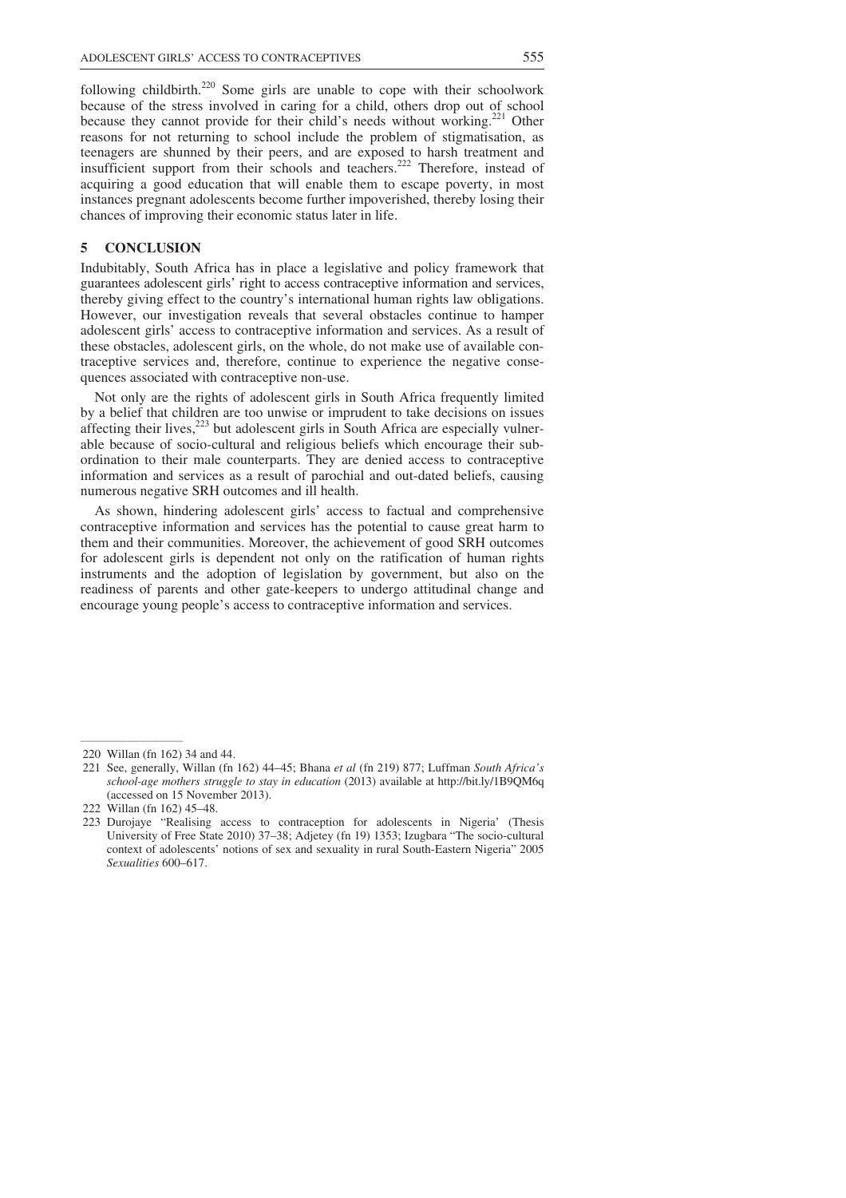following childbirth.[220] Some girls are unable to cope with their schoolwork because of the stress involved in caring for a child, others drop out of school because they cannot provide for their child's needs without working.[221] Other reasons for not returning to school include the problem of stigmatisation, as teenagers are shunned by their peers, and are exposed to harsh treatment and insufficient support from their schools and teachers.[222] Therefore, instead of acquiring a good education that will enable them to escape poverty, in most instances pregnant adolescents become further impoverished, thereby losing their chances of improving their economic status later in life.

## 5 CONCLUSION

Indubitably, South Africa has in place a legislative and policy framework that guarantees adolescent girls' right to access contraceptive information and services, thereby giving effect to the country's international human rights law obligations. However, our investigation reveals that several obstacles continue to hamper adolescent girls' access to contraceptive information and services. As a result of these obstacles, adolescent girls, on the whole, do not make use of available contraceptive services and, therefore, continue to experience the negative consequences associated with contraceptive non-use.

Not only are the rights of adolescent girls in South Africa frequently limited by a belief that children are too unwise or imprudent to take decisions on issues affecting their lives,[223] but adolescent girls in South Africa are especially vulnerable because of socio-cultural and religious beliefs which encourage their subordination to their male counterparts. They are denied access to contraceptive information and services as a result of parochial and out-dated beliefs, causing numerous negative SRH outcomes and ill health.

As shown, hindering adolescent girls' access to factual and comprehensive contraceptive information and services has the potential to cause great harm to them and their communities. Moreover, the achievement of good SRH outcomes for adolescent girls is dependent not only on the ratification of human rights instruments and the adoption of legislation by government, but also on the readiness of parents and other gate-keepers to undergo attitudinal change and encourage young people's access to contraceptive information and services.

---

220 Willan (fn 162) 34 and 44.

221 See, generally, Willan (fn 162) 44–45; Bhana *et al* (fn 219) 877; Luffman *South Africa's school-age mothers struggle to stay in education* (2013) available at http://bit.ly/1B9QM6q (accessed on 15 November 2013).

222 Willan (fn 162) 45–48.

223 Durojaye "Realising access to contraception for adolescents in Nigeria' (Thesis University of Free State 2010) 37–38; Adjetey (fn 19) 1353; Izugbara "The socio-cultural context of adolescents' notions of sex and sexuality in rural South-Eastern Nigeria" 2005 *Sexualities* 600–617.